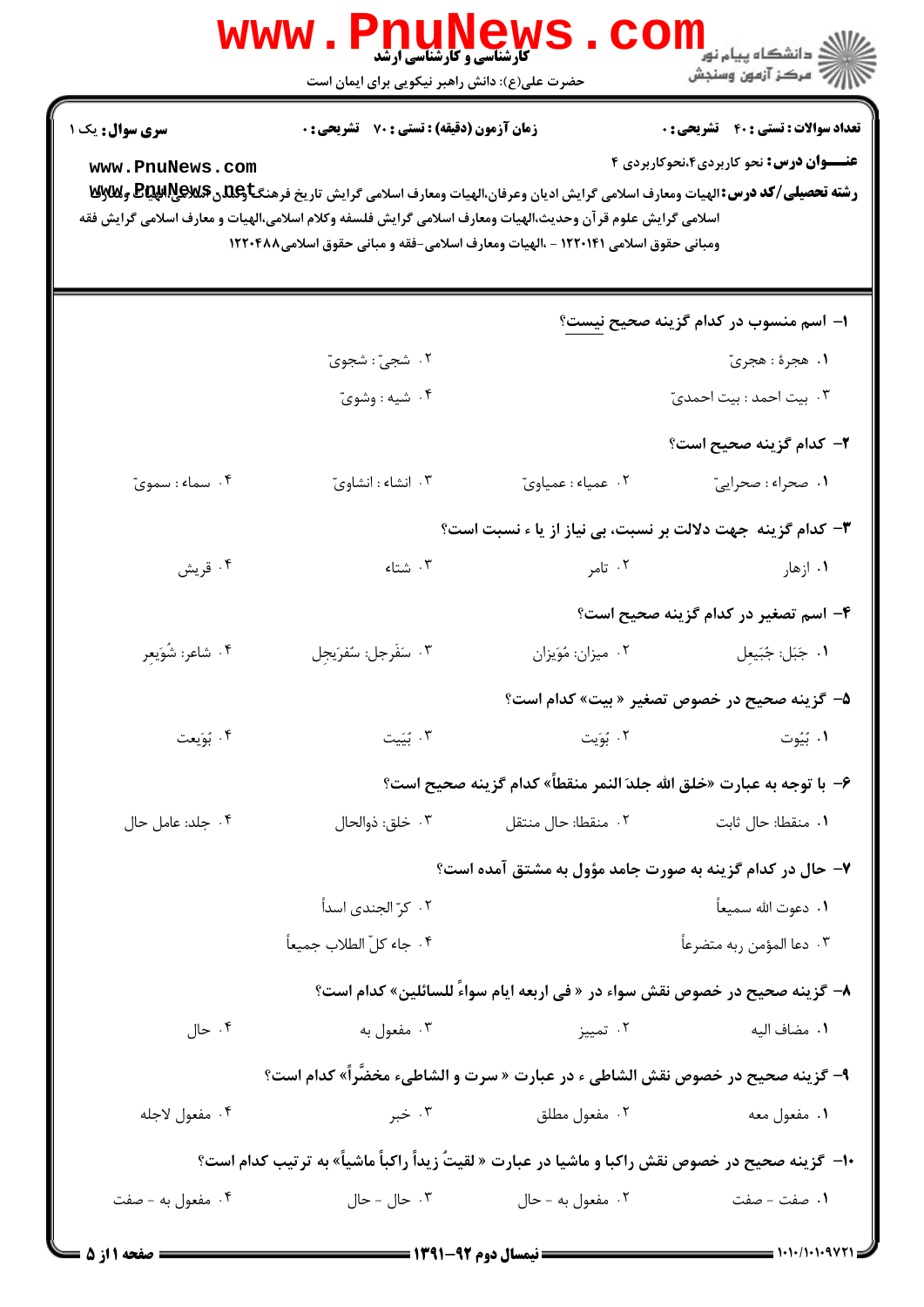**کارشناسی و کارشناسی ارشد**

حضرت علی(ع): دانش راهبر نیکویی برای ایمان است

دانشگاه پیام نور
مرکز آزمون وسنجش

**سری سوال:** یک ۱ | **زمان آزمون (دقیقه) : تستی : ۷۰ تشریحی : ۰** | **تعداد سوالات : تستی : ۴۰ تشریحی : ۰**

**عنـــوان درس:** نحو کاربردی۴،نحوکاربردی ۴

**رشته تحصیلی/کد درس:** الهیات ومعارف اسلامی گرایش ادیان وعرفان،الهیات ومعارف اسلامی گرایش تاریخ فرهنگ وتمدن اسلامی،الهیات ومعارف اسلامی گرایش علوم قرآن وحدیث،الهیات ومعارف اسلامی گرایش فلسفه وکلام اسلامی،الهیات و معارف اسلامی گرایش فقه ومبانی حقوق اسلامی ۱۲۲۰۱۴۱ - ،الهیات ومعارف اسلامی-فقه و مبانی حقوق اسلامی۱۲۲۰۴۸۸

---

۱- اسم منسوب در کدام گزینه صحیح نیست؟

۱. هجرة : هجریّ
۲. شجیّ : شجویّ
۳. بیت احمد : بیت احمدیّ
۴. شیه : وشویّ

۲- کدام گزینه صحیح است؟

۱. صحراء : صحرایيّ
۲. عمیاء : عمیاویّ
۳. انشاء : انشاویّ
۴. سماء : سمویّ

۳- کدام گزینه جهت دلالت بر نسبت، بی نیاز از یا ء نسبت است؟

۱. ازهار
۲. تامر
۳. شتاء
۴. قریش

۴- اسم تصغیر در کدام گزینه صحیح است؟

۱. جَبَل: جُبَیعِل
۲. میزان: مُوَیزان
۳. سَفَرجل: سَفَرَیجِل
۴. شاعر: شُوَیعِر

۵- گزینه صحیح در خصوص تصغیر « بیت» کدام است؟

۱. بُیَوت
۲. بُوَیت
۳. بُیَیت
۴. بُوَیعت

۶- با توجه به عبارت «خلق الله جلدَ النمر منقطاً» کدام گزینه صحیح است؟

۱. منقطا: حال ثابت
۲. منقطا: حال منتقل
۳. خلق: ذوالحال
۴. جلد: عامل حال

۷- حال در کدام گزینه به صورت جامد مؤول به مشتق آمده است؟

۱. دعوت الله سمیعاً
۲. کرّ الجندی اسداً
۳. دعا المؤمن ربه متضرعاً
۴. جاء کلّ الطلاب جمیعاً

۸- گزینه صحیح در خصوص نقش سواء در « فی اربعه ایام سواءً للسائلین» کدام است؟

۱. مضاف الیه
۲. تمییز
۳. مفعول به
۴. حال

۹- گزینه صحیح در خصوص نقش الشاطی ء در عبارت « سرت و الشاطیء مخضّراً» کدام است؟

۱. مفعول معه
۲. مفعول مطلق
۳. خبر
۴. مفعول لاجله

۱۰- گزینه صحیح در خصوص نقش راکبا و ماشیا در عبارت « لقیتُ زیداً راکباً ماشیاً» به ترتیب کدام است؟

۱. صفت - صفت
۲. مفعول به - حال
۳. حال - حال
۴. مفعول به - صفت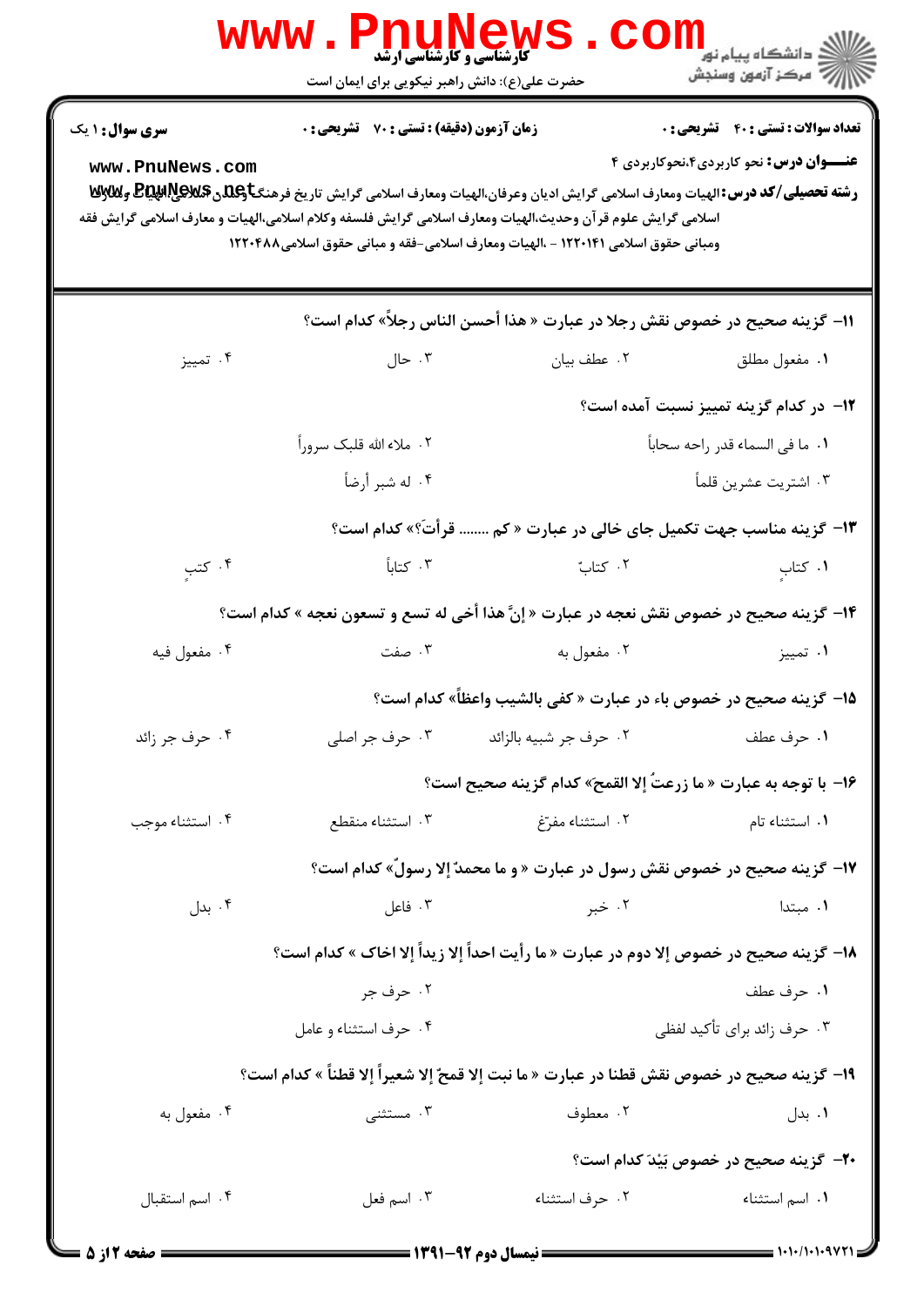**سری سؤال: ۱ یک** | **زمان آزمون (دقیقه) : تستی : ۷۰ تشریحی : ۰** | **تعداد سوالات : تستی : ۴۰ تشریحی : ۰**

**عنـــوان درس:** نحو کاربردی۴،نحوکاربردی ۴

**رشته تحصیلی/کد درس:** الهیات ومعارف اسلامی گرایش ادیان وعرفان،الهیات ومعارف اسلامی گرایش تاریخ فرهنگ وتمدن اسلامی،الهیات ومعارف اسلامی گرایش علوم قرآن وحدیث،الهیات ومعارف اسلامی گرایش فلسفه وکلام اسلامی،الهیات و معارف اسلامی گرایش فقه ومبانی حقوق اسلامی ۱۲۲۰۱۴۱ - ،الهیات ومعارف اسلامی-فقه و مبانی حقوق اسلامی۱۲۲۰۴۸۸

**۱۱- گزینه صحیح در خصوص نقش رجلا در عبارت « هذا أحسن الناس رجلاً» کدام است؟**

۱. مفعول مطلق　　۲. عطف بیان　　۳. حال　　۴. تمییز

**۱۲- در کدام گزینه تمییز نسبت آمده است؟**

۱. ما فی السماء قدر راحه سحاباً　　۲. ملاء الله قلبک سروراً

۳. اشتریت عشرین قلماً　　۴. له شبر أرضاً

**۱۳- گزینه مناسب جهت تکمیل جای خالی در عبارت « کم ........ قرأتَ؟» کدام است؟**

۱. کتابٍ　　۲. کتابٌ　　۳. کتاباً　　۴. کتبٍ

**۱۴- گزینه صحیح در خصوص نقش نعجه در عبارت « إنَّ هذا أخی له تسع و تسعون نعجه » کدام است؟**

۱. تمییز　　۲. مفعول به　　۳. صفت　　۴. مفعول فیه

**۱۵- گزینه صحیح در خصوص باء در عبارت « کفی بالشیب واعظاً» کدام است؟**

۱. حرف عطف　　۲. حرف جر شبیه بالزائد　　۳. حرف جر اصلی　　۴. حرف جر زائد

**۱۶- با توجه به عبارت « ما زرعتُ إلا القمح» کدام گزینه صحیح است؟**

۱. استثناء تام　　۲. استثناء مفرّغ　　۳. استثناء منقطع　　۴. استثناء موجب

**۱۷- گزینه صحیح در خصوص نقش رسول در عبارت « و ما محمدٌ إلا رسولٌ» کدام است؟**

۱. مبتدا　　۲. خبر　　۳. فاعل　　۴. بدل

**۱۸- گزینه صحیح در خصوص إلا دوم در عبارت « ما رأیت احداً إلا زیداً إلا اخاک » کدام است؟**

۱. حرف عطف　　۲. حرف جر

۳. حرف زائد برای تأکید لفظی　　۴. حرف استثناء و عامل

**۱۹- گزینه صحیح در خصوص نقش قطنا در عبارت « ما نبت إلا قمحٌ إلا شعیراً إلا قطناً » کدام است؟**

۱. بدل　　۲. معطوف　　۳. مستثنی　　۴. مفعول به

**۲۰- گزینه صحیح در خصوص بَیْدَ کدام است؟**

۱. اسم استثناء　　۲. حرف استثناء　　۳. اسم فعل　　۴. اسم استقبال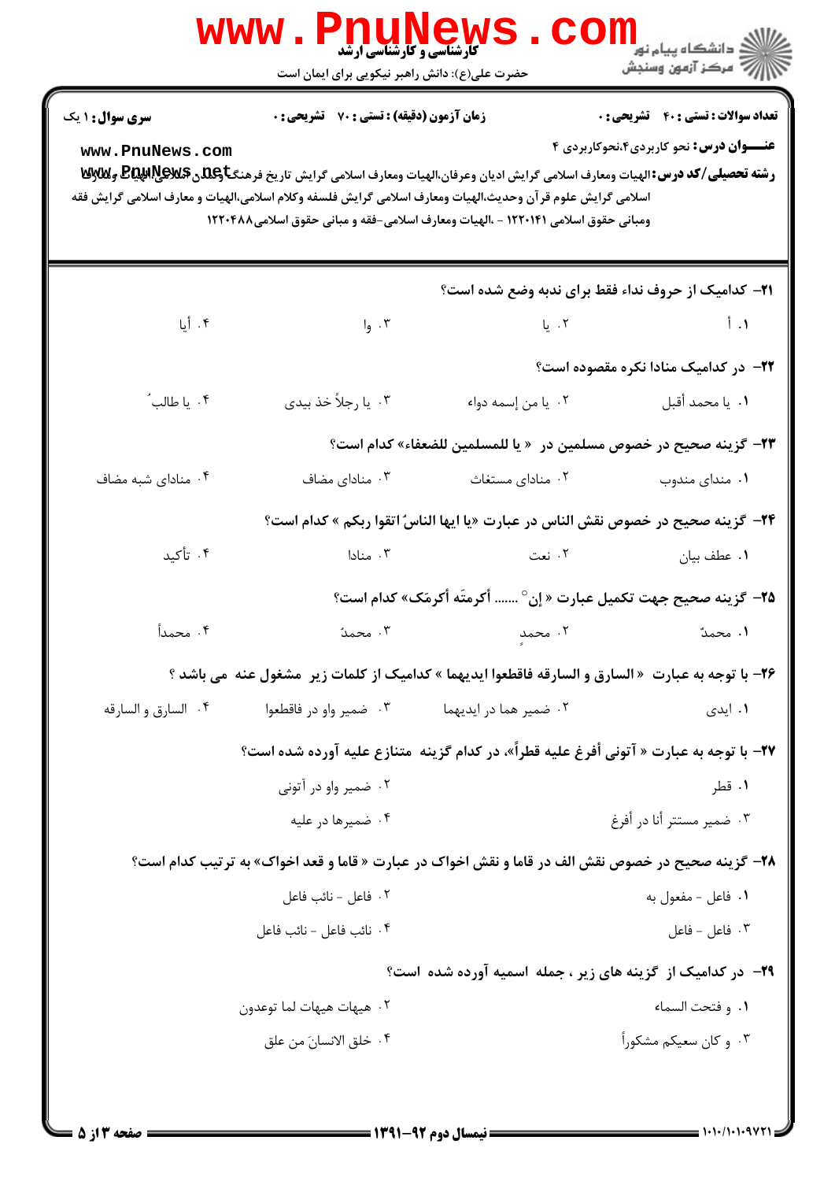**سری سوال:** ۱ یک | **زمان آزمون (دقیقه) : تستی :** ۷۰ **تشریحی :** ۰ | **تعداد سوالات : تستی :** ۴۰ **تشریحی :** ۰

**عنـــوان درس:** نحو کاربردی۴،نحوکاربردی ۴

**رشته تحصیلی/کد درس:** الهیات ومعارف اسلامی گرایش ادیان وعرفان،الهیات ومعارف اسلامی گرایش تاریخ فرهنگ وتمدن اسلامی،الهیات ومعارف اسلامی گرایش علوم قرآن وحدیث،الهیات ومعارف اسلامی گرایش فلسفه وکلام اسلامی،الهیات و معارف اسلامی گرایش فقه ومبانی حقوق اسلامی ۱۲۲۰۱۴۱ - ،الهیات ومعارف اسلامی-فقه و مبانی حقوق اسلامی۱۲۲۰۴۸۸

**۲۱- کدامیک از حروف نداء فقط برای ندبه وضع شده است؟**

۱. أ
۲. یا
۳. وا
۴. أیا

**۲۲- در کدامیک منادا نکره مقصوده است؟**

۱. یا محمد أقبل
۲. یا من إسمه دواء
۳. یا رجلاً خذ بیدی
۴. یا طالبُ

**۲۳- گزینه صحیح در خصوص مسلمین در « یا للمسلمین للضعفاء» کدام است؟**

۱. منادی مندوب
۲. منادای مستغاث
۳. منادای مضاف
۴. منادای شبه مضاف

**۲۴- گزینه صحیح در خصوص نقش الناس در عبارت «یا ایها الناسُ اتقوا ربکم » کدام است؟**

۱. عطف بیان
۲. نعت
۳. منادا
۴. تأکید

**۲۵- گزینه صحیح جهت تکمیل عبارت « إن ....... أکرمتَه أکرمَک» کدام است؟**

۱. محمدٌ
۲. محمدٍ
۳. محمدً
۴. محمداً

**۲۶- با توجه به عبارت « السارق و السارقه فاقطعوا ایدیهما » کدامیک از کلمات زیر مشغول عنه می باشد ؟**

۱. ایدی
۲. ضمیر هما در ایدیهما
۳. ضمیر واو در فاقطعوا
۴. السارق و السارقه

**۲۷- با توجه به عبارت « آتونی أفرغ علیه قطراً»، در کدام گزینه متنازع علیه آورده شده است؟**

۱. قطر
۲. ضمیر واو در آتونی
۳. ضمیر مستتر أنا در أفرغ
۴. ضمیرها در علیه

**۲۸- گزینه صحیح در خصوص نقش الف در قاما و نقش اخواک در عبارت « قاما و قعد اخواک» به ترتیب کدام است؟**

۱. فاعل - مفعول به
۲. فاعل - نائب فاعل
۳. فاعل - فاعل
۴. نائب فاعل - نائب فاعل

**۲۹- در کدامیک از گزینه های زیر ، جمله اسمیه آورده شده است؟**

۱. و فتحت السماء
۲. هیهات هیهات لما توعدون
۳. و کان سعیکم مشکوراً
۴. خلق الانسانَ من علق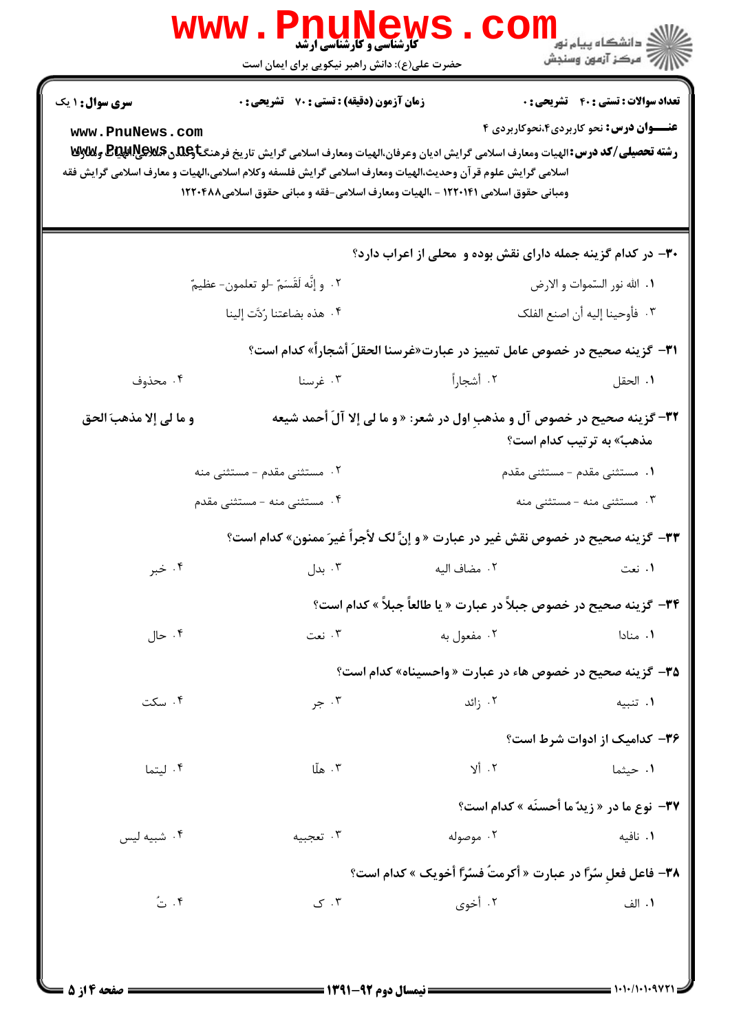کارشناسی و کارشناسی ارشد

حضرت علی(ع): دانش راهبر نیکویی برای ایمان است

دانشگاه پیام نور
مرکز آزمون وسنجش

**سری سوال:** ۱ یک | **زمان آزمون (دقیقه) : تستی :** ۷۰ **تشریحی :** ۰ | **تعداد سوالات : تستی :** ۴۰ **تشریحی :** ۰

**عنـــوان درس:** نحو کاربردی۴،نحوکاربردی ۴

**رشته تحصیلی/کد درس:** الهیات ومعارف اسلامی گرایش ادیان وعرفان،الهیات ومعارف اسلامی گرایش تاریخ فرهنگ وتمدن اسلامی،الهیات ومعارف اسلامی گرایش علوم قرآن وحدیث،الهیات ومعارف اسلامی گرایش فلسفه وکلام اسلامی،الهیات و معارف اسلامی گرایش فقه ومبانی حقوق اسلامی ۱۲۲۰۱۴۱ - ،الهیات ومعارف اسلامی-فقه و مبانی حقوق اسلامی۱۲۲۰۴۸۸

۳۰- در کدام گزینه جمله دارای نقش بوده و محلی از اعراب دارد؟

۱. الله نور السّموات و الارض
۲. و إنّه لَقَسَمٌ -لو تعلمون- عظیمٌ
۳. فأوحینا إلیه أن اصنع الفلک
۴. هذه بضاعتنا رُدَّت إلینا

۳۱- گزینه صحیح در خصوص عامل تمییز در عبارت«غرسنا الحقلَ أشجاراً» کدام است؟

۱. الحقل
۲. أشجاراً
۳. غرسنا
۴. محذوف

۳۲- گزینه صحیح در خصوص آل و مذهبِ اول در شعر: « و ما لی إلا آلَ أحمد شیعه    و ما لی إلا مذهبَ الحق مذهبٌ» به ترتیب کدام است؟

۱. مستثنی مقدم - مستثنی مقدم
۲. مستثنی مقدم - مستثنی منه
۳. مستثنی منه - مستثنی منه
۴. مستثنی منه - مستثنی مقدم

۳۳- گزینه صحیح در خصوص نقش غیر در عبارت « و إنَّ لک لأجراً غیرَ ممنون» کدام است؟

۱. نعت
۲. مضاف الیه
۳. بدل
۴. خبر

۳۴- گزینه صحیح در خصوص جبلاً در عبارت « یا طالعاً جبلاً » کدام است؟

۱. منادا
۲. مفعول به
۳. نعت
۴. حال

۳۵- گزینه صحیح در خصوص هاء در عبارت « واحسیناه» کدام است؟

۱. تنبیه
۲. زائد
۳. جر
۴. سکت

۳۶- کدامیک از ادوات شرط است؟

۱. حیثما
۲. ألا
۳. هلّا
۴. لیتما

۳۷- نوع ما در « زیدٌ ما أحسنَه » کدام است؟

۱. نافیه
۲. موصوله
۳. تعجبیه
۴. شبیه لیس

۳۸- فاعل فعلِ سُرّاً در عبارت « أکرمتُ فسُرّاً أخویک » کدام است؟

۱. الف
۲. أخوی
۳. ک
۴. تُ

نیمسال دوم ۹۲-۱۳۹۱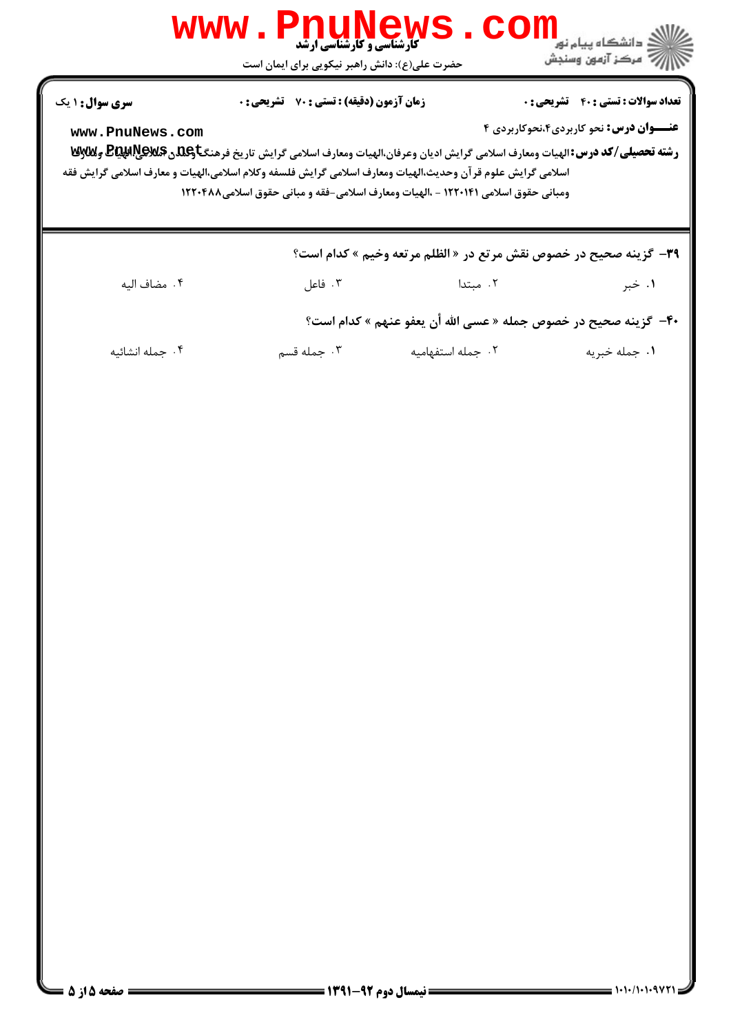**۳۹- گزینه صحیح در خصوص نقش مرتع در « الظلم مرتعه وخیم » کدام است؟**

۱. خبر

۲. مبتدا

۳. فاعل

۴. مضاف الیه

**۴۰- گزینه صحیح در خصوص جمله « عسی الله أن یعفو عنهم » کدام است؟**

۱. جمله خبریه

۲. جمله استفهامیه

۳. جمله قسم

۴. جمله انشائیه